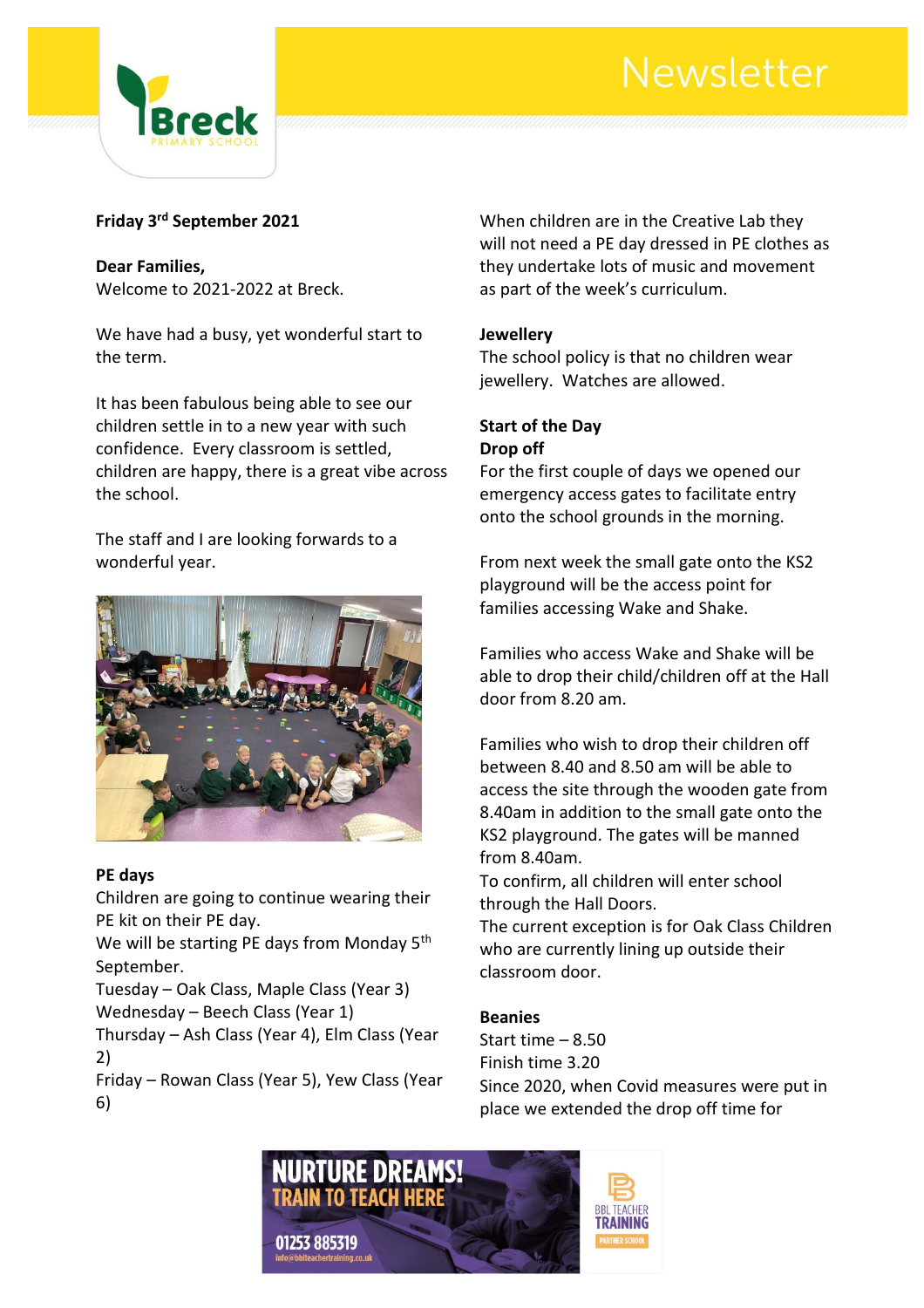# Newsletter

**Friday 3rd September 2021**

**Dear Families,**
Welcome to 2021-2022 at Breck.

We have had a busy, yet wonderful start to the term.

It has been fabulous being able to see our children settle in to a new year with such confidence. Every classroom is settled, children are happy, there is a great vibe across the school.

The staff and I are looking forwards to a wonderful year.

**PE days**
Children are going to continue wearing their PE kit on their PE day.
We will be starting PE days from Monday 5th September.
Tuesday – Oak Class, Maple Class (Year 3)
Wednesday – Beech Class (Year 1)
Thursday – Ash Class (Year 4), Elm Class (Year 2)
Friday – Rowan Class (Year 5), Yew Class (Year 6)

When children are in the Creative Lab they will not need a PE day dressed in PE clothes as they undertake lots of music and movement as part of the week's curriculum.

**Jewellery**
The school policy is that no children wear jewellery. Watches are allowed.

**Start of the Day**
**Drop off**
For the first couple of days we opened our emergency access gates to facilitate entry onto the school grounds in the morning.

From next week the small gate onto the KS2 playground will be the access point for families accessing Wake and Shake.

Families who access Wake and Shake will be able to drop their child/children off at the Hall door from 8.20 am.

Families who wish to drop their children off between 8.40 and 8.50 am will be able to access the site through the wooden gate from 8.40am in addition to the small gate onto the KS2 playground. The gates will be manned from 8.40am.
To confirm, all children will enter school through the Hall Doors.
The current exception is for Oak Class Children who are currently lining up outside their classroom door.

**Beanies**
Start time – 8.50
Finish time 3.20
Since 2020, when Covid measures were put in place we extended the drop off time for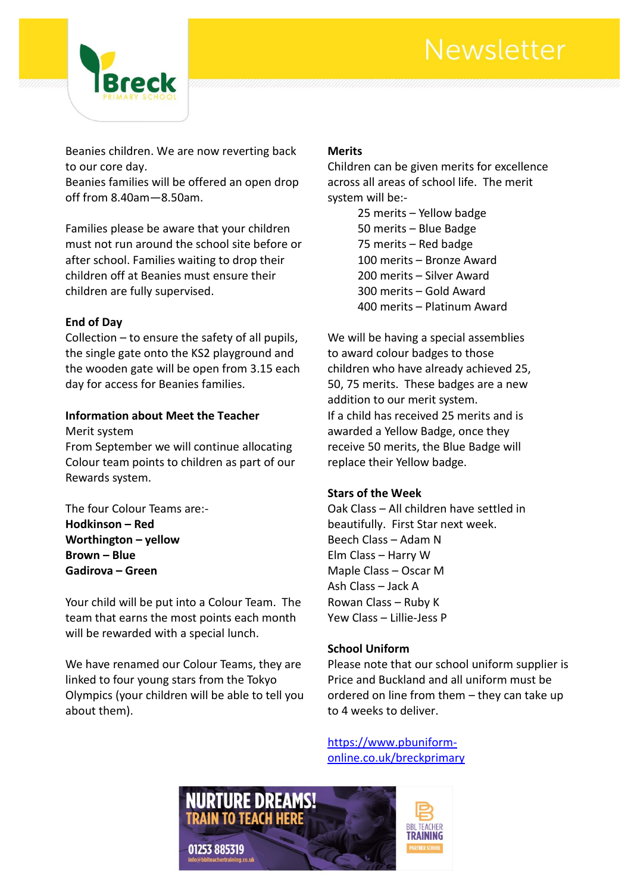Beanies children. We are now reverting back to our core day.
Beanies families will be offered an open drop off from 8.40am—8.50am.

Families please be aware that your children must not run around the school site before or after school. Families waiting to drop their children off at Beanies must ensure their children are fully supervised.

**End of Day**
Collection – to ensure the safety of all pupils, the single gate onto the KS2 playground and the wooden gate will be open from 3.15 each day for access for Beanies families.

**Information about Meet the Teacher**
Merit system
From September we will continue allocating Colour team points to children as part of our Rewards system.

The four Colour Teams are:-
**Hodkinson – Red**
**Worthington – yellow**
**Brown – Blue**
**Gadirova – Green**

Your child will be put into a Colour Team. The team that earns the most points each month will be rewarded with a special lunch.

We have renamed our Colour Teams, they are linked to four young stars from the Tokyo Olympics (your children will be able to tell you about them).

**Merits**
Children can be given merits for excellence across all areas of school life. The merit system will be:-

- 25 merits – Yellow badge
- 50 merits – Blue Badge
- 75 merits – Red badge
- 100 merits – Bronze Award
- 200 merits – Silver Award
- 300 merits – Gold Award
- 400 merits – Platinum Award

We will be having a special assemblies to award colour badges to those children who have already achieved 25, 50, 75 merits. These badges are a new addition to our merit system.
If a child has received 25 merits and is awarded a Yellow Badge, once they receive 50 merits, the Blue Badge will replace their Yellow badge.

**Stars of the Week**
Oak Class – All children have settled in beautifully. First Star next week.
Beech Class – Adam N
Elm Class – Harry W
Maple Class – Oscar M
Ash Class – Jack A
Rowan Class – Ruby K
Yew Class – Lillie-Jess P

**School Uniform**
Please note that our school uniform supplier is Price and Buckland and all uniform must be ordered on line from them – they can take up to 4 weeks to deliver.

https://www.pbuniform-online.co.uk/breckprimary

NURTURE DREAMS! TRAIN TO TEACH HERE
01253 885319
info@bblteachertraining.co.uk
BBL TEACHER TRAINING PARTNER SCHOOL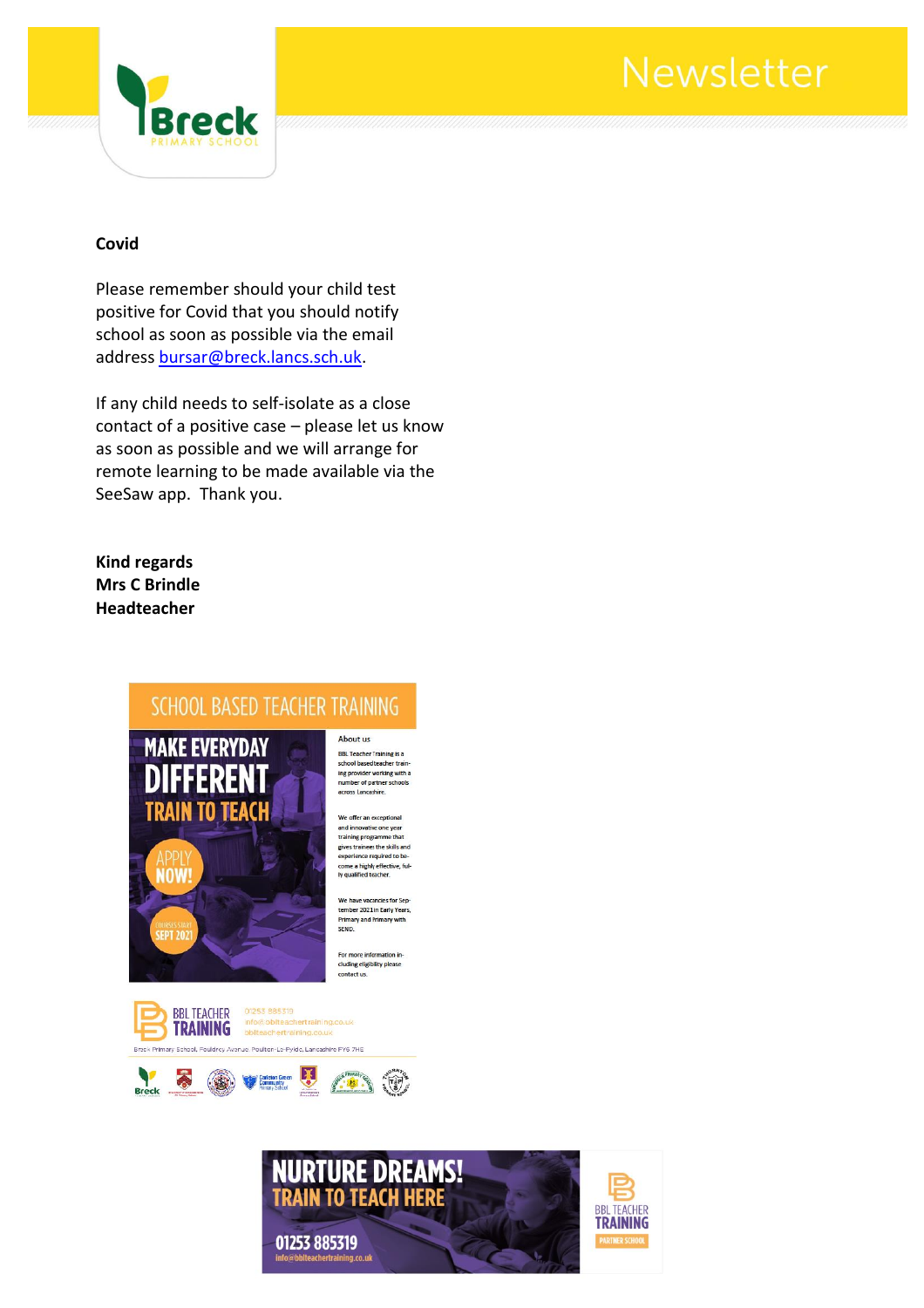# Newsletter

**Covid**

Please remember should your child test positive for Covid that you should notify school as soon as possible via the email address bursar@breck.lancs.sch.uk.

If any child needs to self-isolate as a close contact of a positive case – please let us know as soon as possible and we will arrange for remote learning to be made available via the SeeSaw app. Thank you.

**Kind regards**
**Mrs C Brindle**
**Headteacher**

SCHOOL BASED TEACHER TRAINING

MAKE EVERYDAY DIFFERENT

TRAIN TO TEACH

APPLY NOW!

COURSES START SEPT 2021

About us

BBL Teacher Training is a school based teacher training provider working with a number of partner schools across Lancashire.

We offer an exceptional and innovative one year training programme that gives trainees the skills and experience required to become a highly effective, fully qualified teacher.

We have vacancies for September 2021 in Early Years, Primary and Primary with SEND.

For more information including eligibility please contact us.

BBL TEACHER TRAINING

01253 885319
info@bblteachertraining.co.uk
bblteachertraining.co.uk

Breck Primary School, Pouldrey Avenue, Poulton-Le-Fylde, Lancashire FY6 7HE

NURTURE DREAMS!
TRAIN TO TEACH HERE

01253 885319
info@bblteachertraining.co.uk

BBL TEACHER TRAINING
PARTNER SCHOOL